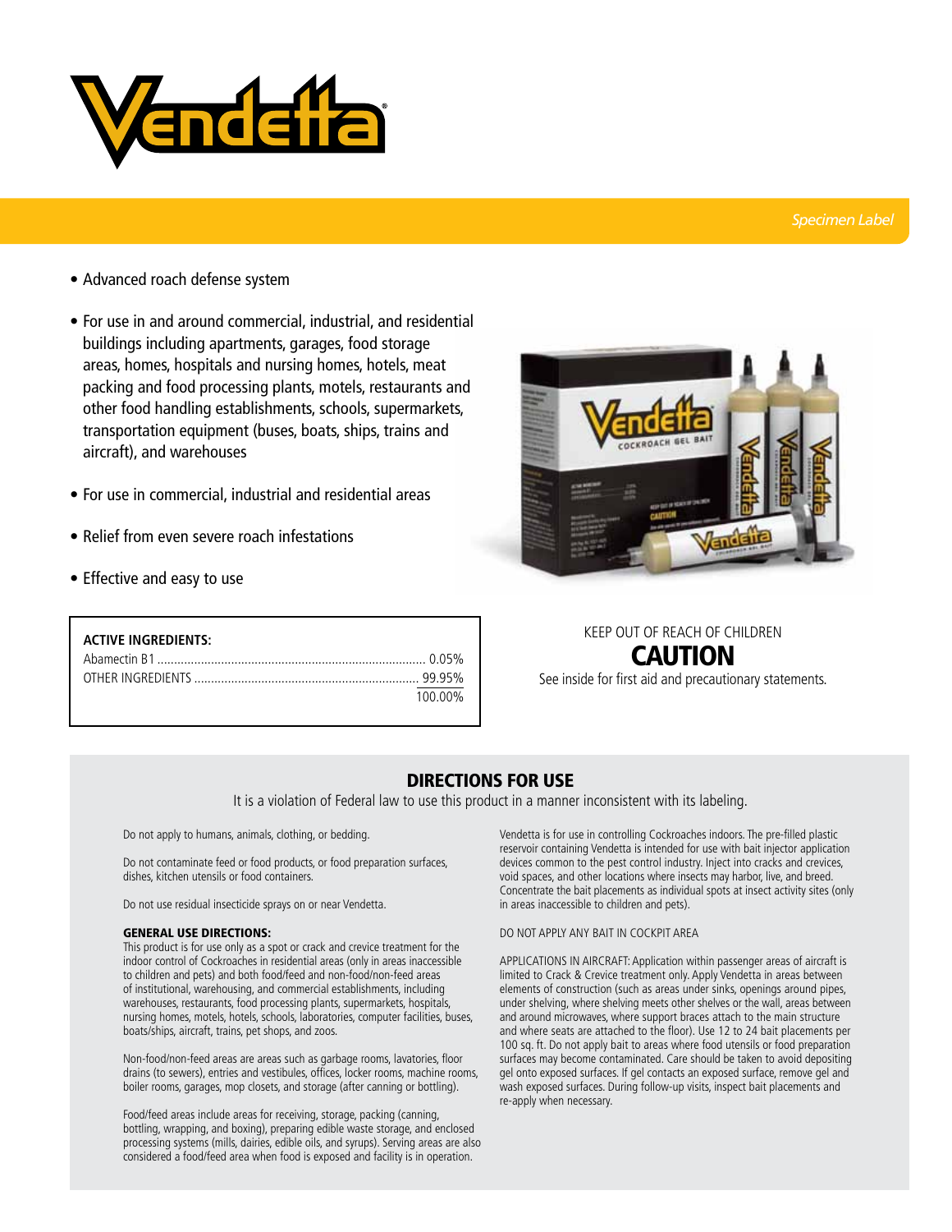# Vendetta®

*Specimen Label*

- Advanced roach defense system
- For use in and around commercial, industrial, and residential buildings including apartments, garages, food storage areas, homes, hospitals and nursing homes, hotels, meat packing and food processing plants, motels, restaurants and other food handling establishments, schools, supermarkets, transportation equipment (buses, boats, ships, trains and aircraft), and warehouses
- For use in commercial, industrial and residential areas
- Relief from even severe roach infestations
- Effective and easy to use

| ACTIVE INGREDIENTS: | |
|---|---|
| Abamectin B1 | 0.05% |
| OTHER INGREDIENTS | 99.95% |
| | 100.00% |

KEEP OUT OF REACH OF CHILDREN

**CAUTION**

See inside for first aid and precautionary statements.

## DIRECTIONS FOR USE

It is a violation of Federal law to use this product in a manner inconsistent with its labeling.

Do not apply to humans, animals, clothing, or bedding.

Do not contaminate feed or food products, or food preparation surfaces, dishes, kitchen utensils or food containers.

Do not use residual insecticide sprays on or near Vendetta.

**GENERAL USE DIRECTIONS:**
This product is for use only as a spot or crack and crevice treatment for the indoor control of Cockroaches in residential areas (only in areas inaccessible to children and pets) and both food/feed and non-food/non-feed areas of institutional, warehousing, and commercial establishments, including warehouses, restaurants, food processing plants, supermarkets, hospitals, nursing homes, motels, hotels, schools, laboratories, computer facilities, buses, boats/ships, aircraft, trains, pet shops, and zoos.

Non-food/non-feed areas are areas such as garbage rooms, lavatories, floor drains (to sewers), entries and vestibules, offices, locker rooms, machine rooms, boiler rooms, garages, mop closets, and storage (after canning or bottling).

Food/feed areas include areas for receiving, storage, packing (canning, bottling, wrapping, and boxing), preparing edible waste storage, and enclosed processing systems (mills, dairies, edible oils, and syrups). Serving areas are also considered a food/feed area when food is exposed and facility is in operation.

Vendetta is for use in controlling Cockroaches indoors. The pre-filled plastic reservoir containing Vendetta is intended for use with bait injector application devices common to the pest control industry. Inject into cracks and crevices, void spaces, and other locations where insects may harbor, live, and breed. Concentrate the bait placements as individual spots at insect activity sites (only in areas inaccessible to children and pets).

DO NOT APPLY ANY BAIT IN COCKPIT AREA

APPLICATIONS IN AIRCRAFT: Application within passenger areas of aircraft is limited to Crack & Crevice treatment only. Apply Vendetta in areas between elements of construction (such as areas under sinks, openings around pipes, under shelving, where shelving meets other shelves or the wall, areas between and around microwaves, where support braces attach to the main structure and where seats are attached to the floor). Use 12 to 24 bait placements per 100 sq. ft. Do not apply bait to areas where food utensils or food preparation surfaces may become contaminated. Care should be taken to avoid depositing gel onto exposed surfaces. If gel contacts an exposed surface, remove gel and wash exposed surfaces. During follow-up visits, inspect bait placements and re-apply when necessary.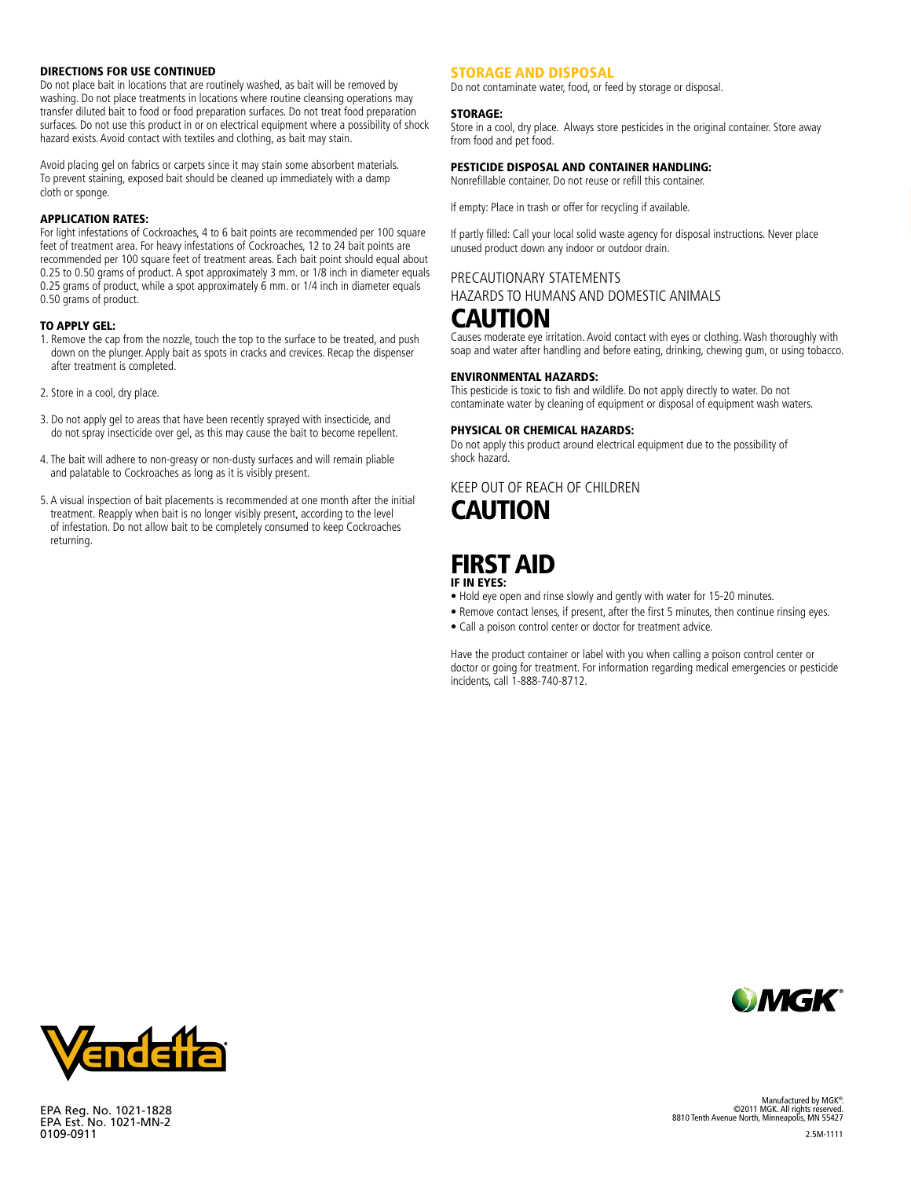### DIRECTIONS FOR USE CONTINUED

Do not place bait in locations that are routinely washed, as bait will be removed by washing. Do not place treatments in locations where routine cleansing operations may transfer diluted bait to food or food preparation surfaces. Do not treat food preparation surfaces. Do not use this product in or on electrical equipment where a possibility of shock hazard exists. Avoid contact with textiles and clothing, as bait may stain.

Avoid placing gel on fabrics or carpets since it may stain some absorbent materials. To prevent staining, exposed bait should be cleaned up immediately with a damp cloth or sponge.

### APPLICATION RATES:

For light infestations of Cockroaches, 4 to 6 bait points are recommended per 100 square feet of treatment area. For heavy infestations of Cockroaches, 12 to 24 bait points are recommended per 100 square feet of treatment areas. Each bait point should equal about 0.25 to 0.50 grams of product. A spot approximately 3 mm. or 1/8 inch in diameter equals 0.25 grams of product, while a spot approximately 6 mm. or 1/4 inch in diameter equals 0.50 grams of product.

### TO APPLY GEL:

1. Remove the cap from the nozzle, touch the top to the surface to be treated, and push down on the plunger. Apply bait as spots in cracks and crevices. Recap the dispenser after treatment is completed.
2. Store in a cool, dry place.
3. Do not apply gel to areas that have been recently sprayed with insecticide, and do not spray insecticide over gel, as this may cause the bait to become repellent.
4. The bait will adhere to non-greasy or non-dusty surfaces and will remain pliable and palatable to Cockroaches as long as it is visibly present.
5. A visual inspection of bait placements is recommended at one month after the initial treatment. Reapply when bait is no longer visibly present, according to the level of infestation. Do not allow bait to be completely consumed to keep Cockroaches returning.

## STORAGE AND DISPOSAL

Do not contaminate water, food, or feed by storage or disposal.

### STORAGE:

Store in a cool, dry place. Always store pesticides in the original container. Store away from food and pet food.

### PESTICIDE DISPOSAL AND CONTAINER HANDLING:

Nonrefillable container. Do not reuse or refill this container.

If empty: Place in trash or offer for recycling if available.

If partly filled: Call your local solid waste agency for disposal instructions. Never place unused product down any indoor or outdoor drain.

PRECAUTIONARY STATEMENTS

HAZARDS TO HUMANS AND DOMESTIC ANIMALS

## CAUTION

Causes moderate eye irritation. Avoid contact with eyes or clothing. Wash thoroughly with soap and water after handling and before eating, drinking, chewing gum, or using tobacco.

### ENVIRONMENTAL HAZARDS:

This pesticide is toxic to fish and wildlife. Do not apply directly to water. Do not contaminate water by cleaning of equipment or disposal of equipment wash waters.

### PHYSICAL OR CHEMICAL HAZARDS:

Do not apply this product around electrical equipment due to the possibility of shock hazard.

KEEP OUT OF REACH OF CHILDREN

## CAUTION

## FIRST AID

### IF IN EYES:

- Hold eye open and rinse slowly and gently with water for 15-20 minutes.
- Remove contact lenses, if present, after the first 5 minutes, then continue rinsing eyes.
- Call a poison control center or doctor for treatment advice.

Have the product container or label with you when calling a poison control center or doctor or going for treatment. For information regarding medical emergencies or pesticide incidents, call 1-888-740-8712.

MGK®

Vendetta®

EPA Reg. No. 1021-1828
EPA Est. No. 1021-MN-2
0109-0911

Manufactured by MGK®.
©2011 MGK. All rights reserved.
8810 Tenth Avenue North, Minneapolis, MN 55427

2.5M-1111